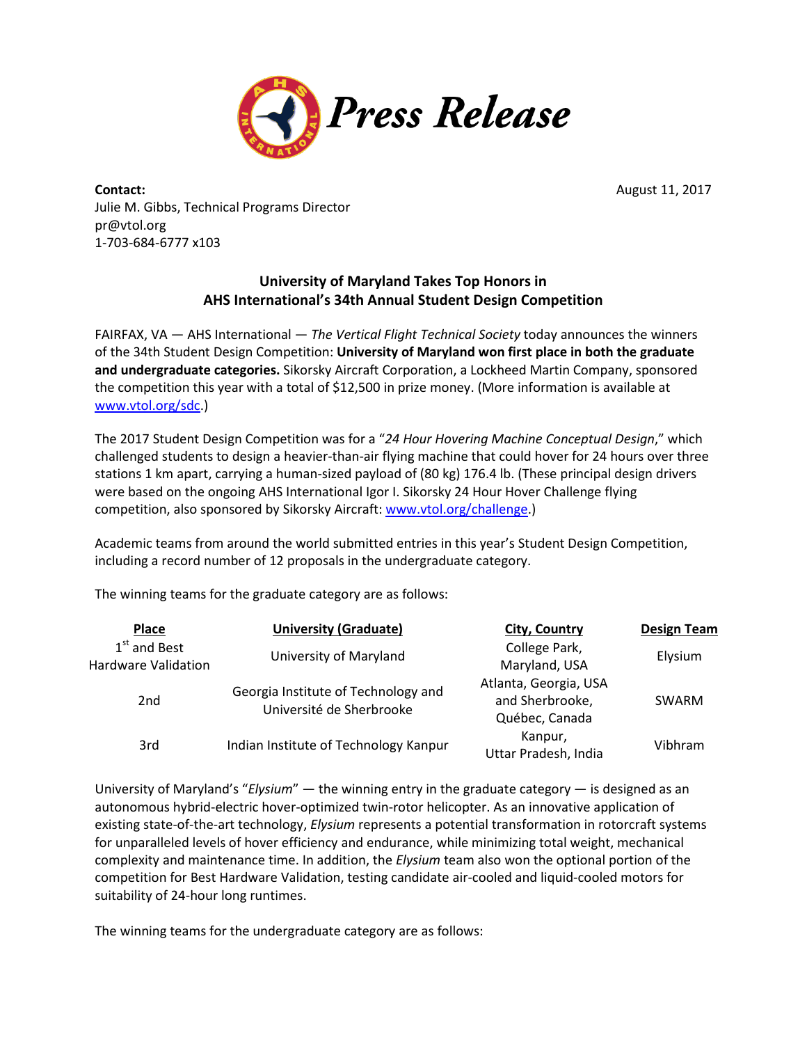# Press Release

**Contact:**
Julie M. Gibbs, Technical Programs Director
pr@vtol.org
1-703-684-6777 x103

August 11, 2017

## University of Maryland Takes Top Honors in AHS International's 34th Annual Student Design Competition

FAIRFAX, VA — AHS International — *The Vertical Flight Technical Society* today announces the winners of the 34th Student Design Competition: **University of Maryland won first place in both the graduate and undergraduate categories.** Sikorsky Aircraft Corporation, a Lockheed Martin Company, sponsored the competition this year with a total of $12,500 in prize money. (More information is available at [www.vtol.org/sdc](www.vtol.org/sdc).)

The 2017 Student Design Competition was for a "*24 Hour Hovering Machine Conceptual Design*," which challenged students to design a heavier-than-air flying machine that could hover for 24 hours over three stations 1 km apart, carrying a human-sized payload of (80 kg) 176.4 lb. (These principal design drivers were based on the ongoing AHS International Igor I. Sikorsky 24 Hour Hover Challenge flying competition, also sponsored by Sikorsky Aircraft: [www.vtol.org/challenge](www.vtol.org/challenge).)

Academic teams from around the world submitted entries in this year's Student Design Competition, including a record number of 12 proposals in the undergraduate category.

The winning teams for the graduate category are as follows:

| Place | University (Graduate) | City, Country | Design Team |
|---|---|---|---|
| 1st and Best Hardware Validation | University of Maryland | College Park, Maryland, USA | Elysium |
| 2nd | Georgia Institute of Technology and Université de Sherbrooke | Atlanta, Georgia, USA and Sherbrooke, Québec, Canada | SWARM |
| 3rd | Indian Institute of Technology Kanpur | Kanpur, Uttar Pradesh, India | Vibhram |

University of Maryland's "*Elysium*" — the winning entry in the graduate category — is designed as an autonomous hybrid-electric hover-optimized twin-rotor helicopter. As an innovative application of existing state-of-the-art technology, *Elysium* represents a potential transformation in rotorcraft systems for unparalleled levels of hover efficiency and endurance, while minimizing total weight, mechanical complexity and maintenance time. In addition, the *Elysium* team also won the optional portion of the competition for Best Hardware Validation, testing candidate air-cooled and liquid-cooled motors for suitability of 24-hour long runtimes.

The winning teams for the undergraduate category are as follows: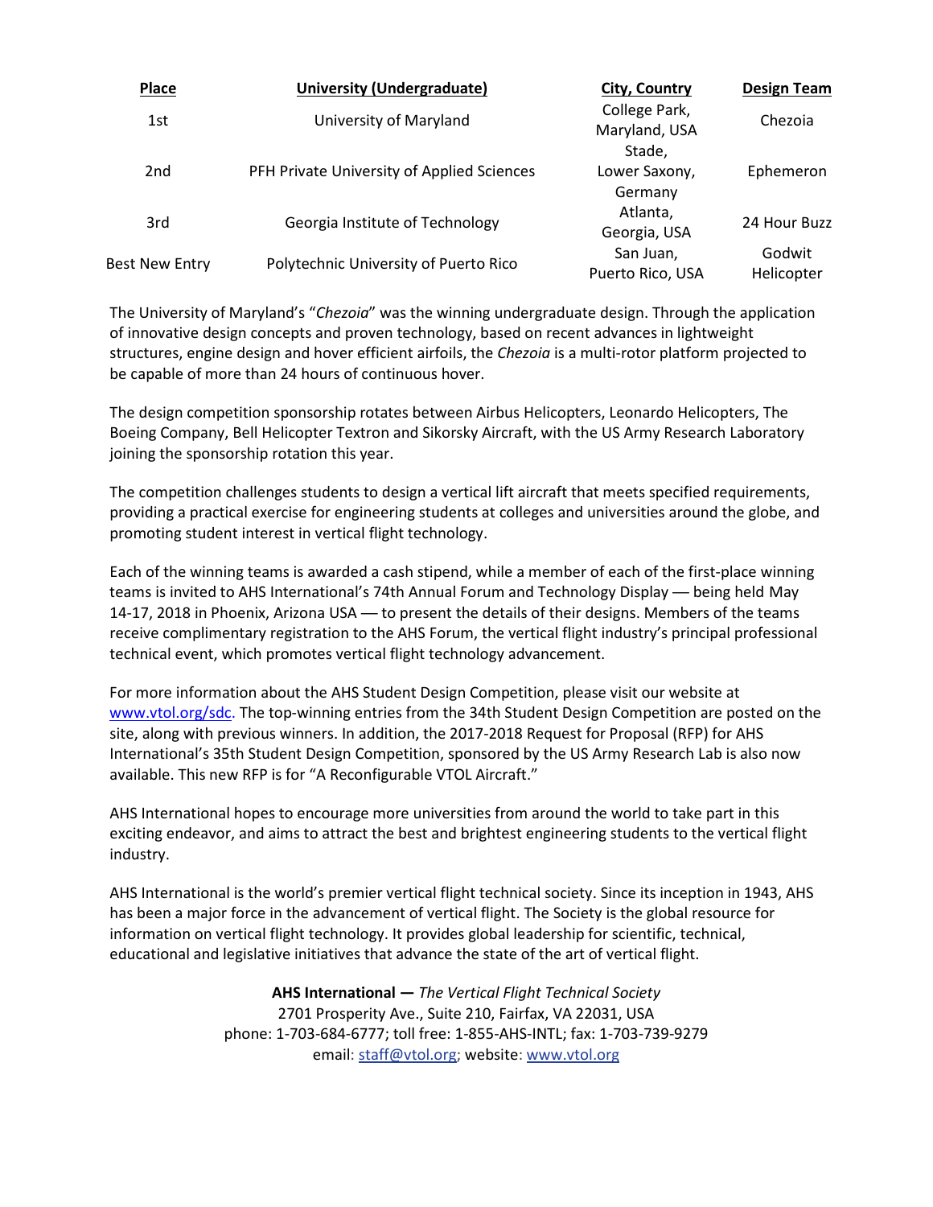| Place | University (Undergraduate) | City, Country | Design Team |
| --- | --- | --- | --- |
| 1st | University of Maryland | College Park, Maryland, USA | Chezoia |
| 2nd | PFH Private University of Applied Sciences | Stade, Lower Saxony, Germany | Ephemeron |
| 3rd | Georgia Institute of Technology | Atlanta, Georgia, USA | 24 Hour Buzz |
| Best New Entry | Polytechnic University of Puerto Rico | San Juan, Puerto Rico, USA | Godwit Helicopter |

The University of Maryland's "*Chezoia*" was the winning undergraduate design. Through the application of innovative design concepts and proven technology, based on recent advances in lightweight structures, engine design and hover efficient airfoils, the *Chezoia* is a multi-rotor platform projected to be capable of more than 24 hours of continuous hover.

The design competition sponsorship rotates between Airbus Helicopters, Leonardo Helicopters, The Boeing Company, Bell Helicopter Textron and Sikorsky Aircraft, with the US Army Research Laboratory joining the sponsorship rotation this year.

The competition challenges students to design a vertical lift aircraft that meets specified requirements, providing a practical exercise for engineering students at colleges and universities around the globe, and promoting student interest in vertical flight technology.

Each of the winning teams is awarded a cash stipend, while a member of each of the first-place winning teams is invited to AHS International's 74th Annual Forum and Technology Display — being held May 14-17, 2018 in Phoenix, Arizona USA — to present the details of their designs. Members of the teams receive complimentary registration to the AHS Forum, the vertical flight industry's principal professional technical event, which promotes vertical flight technology advancement.

For more information about the AHS Student Design Competition, please visit our website at www.vtol.org/sdc. The top-winning entries from the 34th Student Design Competition are posted on the site, along with previous winners. In addition, the 2017-2018 Request for Proposal (RFP) for AHS International's 35th Student Design Competition, sponsored by the US Army Research Lab is also now available. This new RFP is for "A Reconfigurable VTOL Aircraft."

AHS International hopes to encourage more universities from around the world to take part in this exciting endeavor, and aims to attract the best and brightest engineering students to the vertical flight industry.

AHS International is the world's premier vertical flight technical society. Since its inception in 1943, AHS has been a major force in the advancement of vertical flight. The Society is the global resource for information on vertical flight technology. It provides global leadership for scientific, technical, educational and legislative initiatives that advance the state of the art of vertical flight.

**AHS International —** *The Vertical Flight Technical Society*
2701 Prosperity Ave., Suite 210, Fairfax, VA 22031, USA
phone: 1-703-684-6777; toll free: 1-855-AHS-INTL; fax: 1-703-739-9279
email: staff@vtol.org; website: www.vtol.org